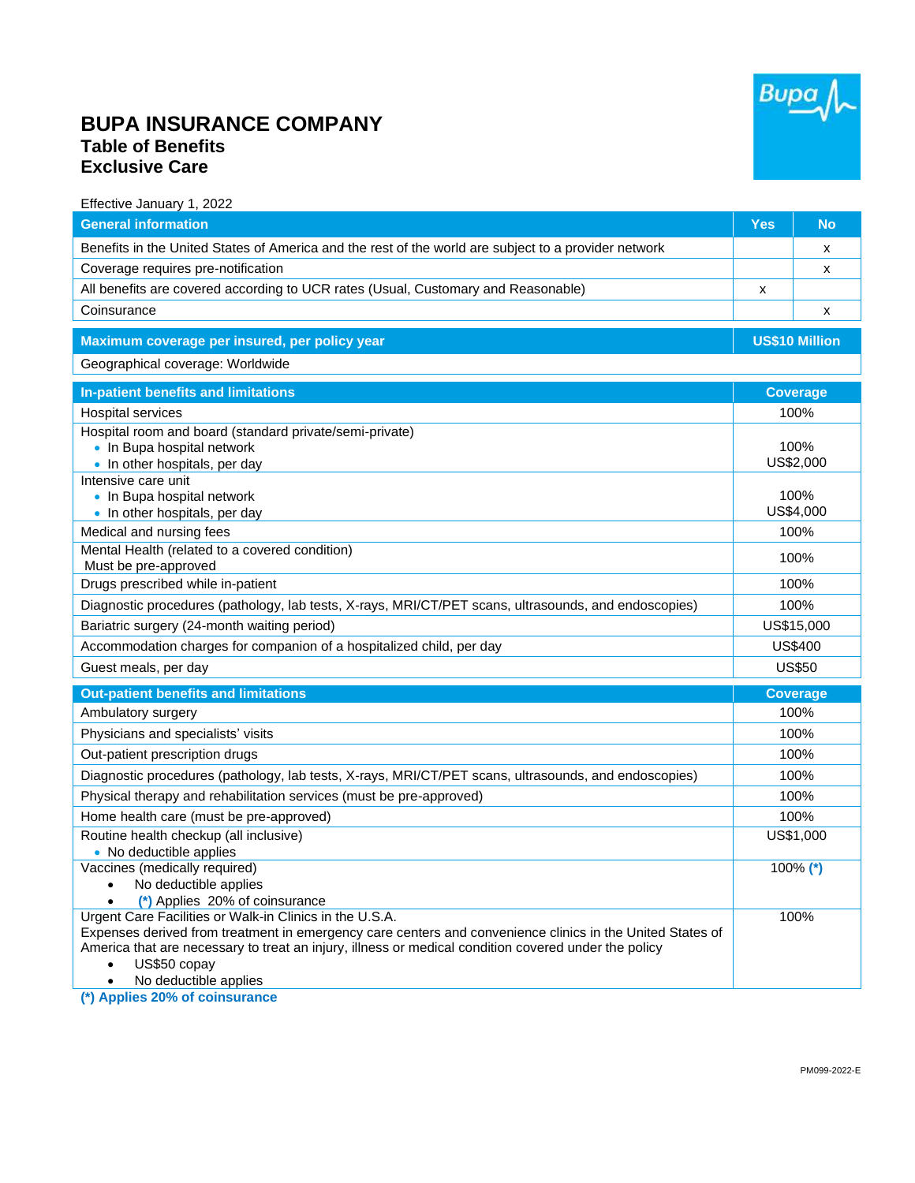# BUPA INSURANCE COMPANY

## Table of Benefits

## Exclusive Care

Effective January 1, 2022

| General information | Yes | No |
|---|---|---|
| Benefits in the United States of America and the rest of the world are subject to a provider network | | x |
| Coverage requires pre-notification | | x |
| All benefits are covered according to UCR rates (Usual, Customary and Reasonable) | x | |
| Coinsurance | | x |

| Maximum coverage per insured, per policy year | US$10 Million |
|---|---|
| Geographical coverage: Worldwide | |

| In-patient benefits and limitations | Coverage |
|---|---|
| Hospital services | 100% |
| Hospital room and board (standard private/semi-private)<br>• In Bupa hospital network<br>• In other hospitals, per day | <br>100%<br>US$2,000 |
| Intensive care unit<br>• In Bupa hospital network<br>• In other hospitals, per day | <br>100%<br>US$4,000 |
| Medical and nursing fees | 100% |
| Mental Health (related to a covered condition)<br>Must be pre-approved | 100% |
| Drugs prescribed while in-patient | 100% |
| Diagnostic procedures (pathology, lab tests, X-rays, MRI/CT/PET scans, ultrasounds, and endoscopies) | 100% |
| Bariatric surgery (24-month waiting period) | US$15,000 |
| Accommodation charges for companion of a hospitalized child, per day | US$400 |
| Guest meals, per day | US$50 |

| Out-patient benefits and limitations | Coverage |
|---|---|
| Ambulatory surgery | 100% |
| Physicians and specialists' visits | 100% |
| Out-patient prescription drugs | 100% |
| Diagnostic procedures (pathology, lab tests, X-rays, MRI/CT/PET scans, ultrasounds, and endoscopies) | 100% |
| Physical therapy and rehabilitation services (must be pre-approved) | 100% |
| Home health care (must be pre-approved) | 100% |
| Routine health checkup (all inclusive)<br>• No deductible applies | US$1,000 |
| Vaccines (medically required)<br>• No deductible applies<br>• (*) Applies 20% of coinsurance | 100% (*) |
| Urgent Care Facilities or Walk-in Clinics in the U.S.A.<br>Expenses derived from treatment in emergency care centers and convenience clinics in the United States of America that are necessary to treat an injury, illness or medical condition covered under the policy<br>• US$50 copay<br>• No deductible applies | 100% |

**(*) Applies 20% of coinsurance**

PM099-2022-E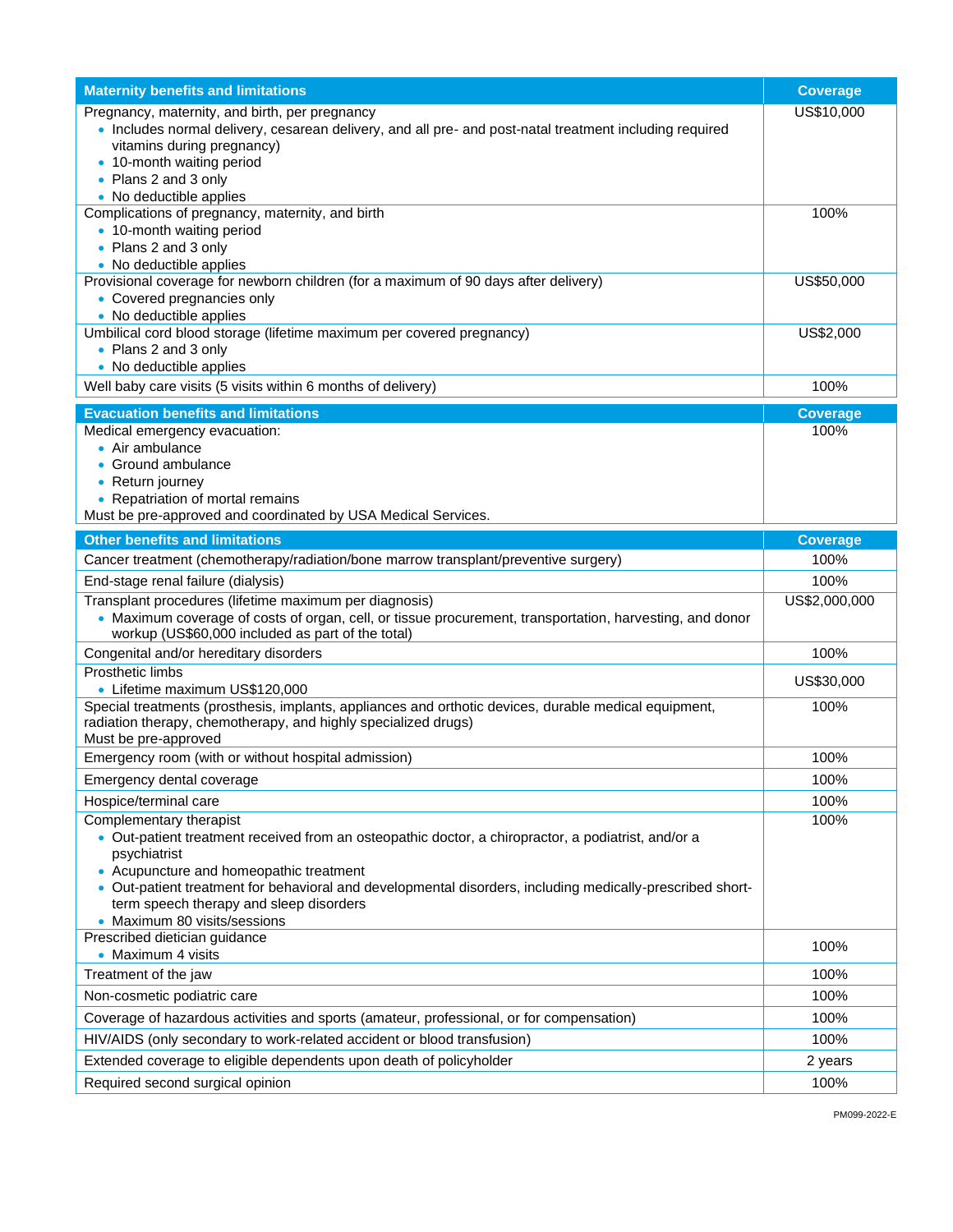| Maternity benefits and limitations | Coverage |
|---|---|
| Pregnancy, maternity, and birth, per pregnancy<br>• Includes normal delivery, cesarean delivery, and all pre- and post-natal treatment including required vitamins during pregnancy)<br>• 10-month waiting period<br>• Plans 2 and 3 only<br>• No deductible applies | US$10,000 |
| Complications of pregnancy, maternity, and birth<br>• 10-month waiting period<br>• Plans 2 and 3 only<br>• No deductible applies | 100% |
| Provisional coverage for newborn children (for a maximum of 90 days after delivery)<br>• Covered pregnancies only<br>• No deductible applies | US$50,000 |
| Umbilical cord blood storage (lifetime maximum per covered pregnancy)<br>• Plans 2 and 3 only<br>• No deductible applies | US$2,000 |
| Well baby care visits (5 visits within 6 months of delivery) | 100% |

| Evacuation benefits and limitations | Coverage |
|---|---|
| Medical emergency evacuation:<br>• Air ambulance<br>• Ground ambulance<br>• Return journey<br>• Repatriation of mortal remains<br>Must be pre-approved and coordinated by USA Medical Services. | 100% |

| Other benefits and limitations | Coverage |
|---|---|
| Cancer treatment (chemotherapy/radiation/bone marrow transplant/preventive surgery) | 100% |
| End-stage renal failure (dialysis) | 100% |
| Transplant procedures (lifetime maximum per diagnosis)<br>• Maximum coverage of costs of organ, cell, or tissue procurement, transportation, harvesting, and donor workup (US$60,000 included as part of the total) | US$2,000,000 |
| Congenital and/or hereditary disorders | 100% |
| Prosthetic limbs<br>• Lifetime maximum US$120,000 | US$30,000 |
| Special treatments (prosthesis, implants, appliances and orthotic devices, durable medical equipment, radiation therapy, chemotherapy, and highly specialized drugs)<br>Must be pre-approved | 100% |
| Emergency room (with or without hospital admission) | 100% |
| Emergency dental coverage | 100% |
| Hospice/terminal care | 100% |
| Complementary therapist<br>• Out-patient treatment received from an osteopathic doctor, a chiropractor, a podiatrist, and/or a psychiatrist<br>• Acupuncture and homeopathic treatment<br>• Out-patient treatment for behavioral and developmental disorders, including medically-prescribed short-term speech therapy and sleep disorders<br>• Maximum 80 visits/sessions | 100% |
| Prescribed dietician guidance<br>• Maximum 4 visits | 100% |
| Treatment of the jaw | 100% |
| Non-cosmetic podiatric care | 100% |
| Coverage of hazardous activities and sports (amateur, professional, or for compensation) | 100% |
| HIV/AIDS (only secondary to work-related accident or blood transfusion) | 100% |
| Extended coverage to eligible dependents upon death of policyholder | 2 years |
| Required second surgical opinion | 100% |

PM099-2022-E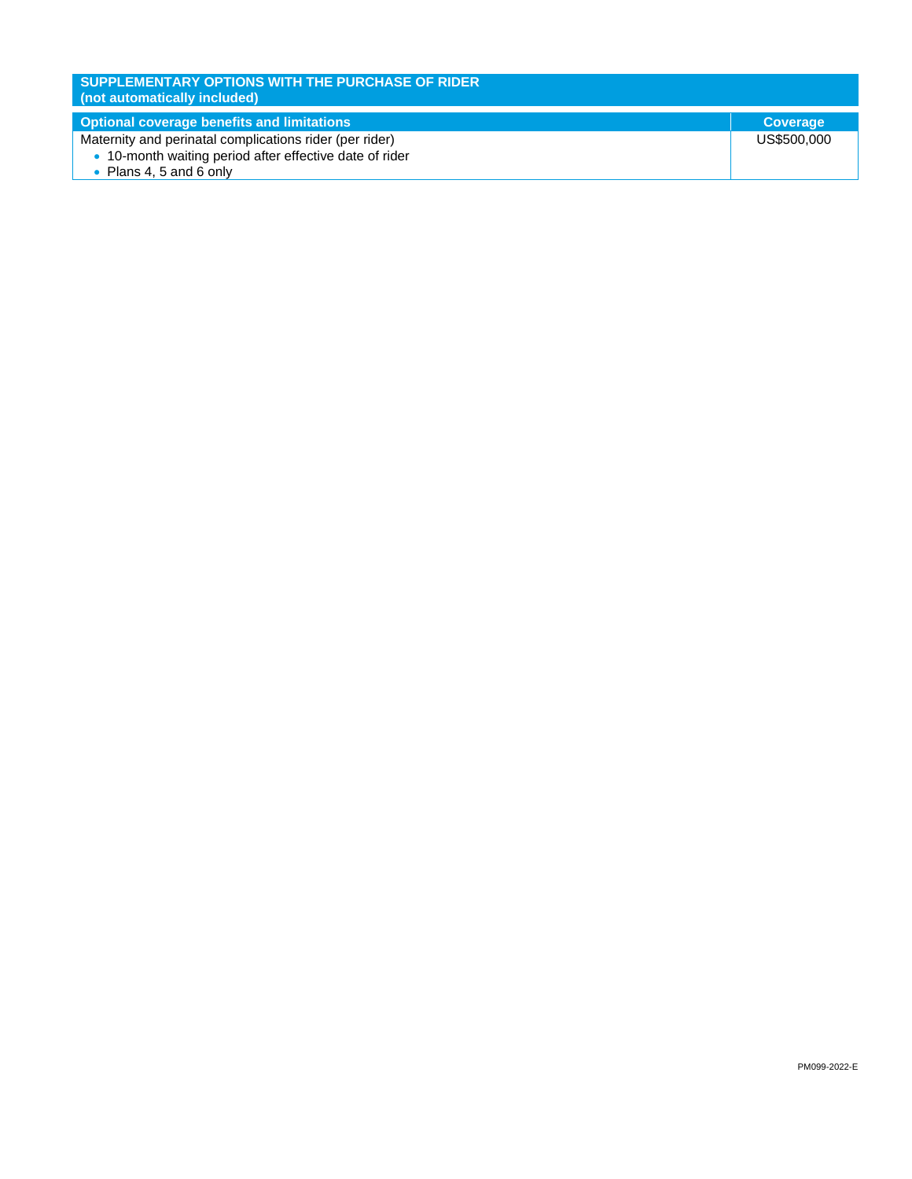## SUPPLEMENTARY OPTIONS WITH THE PURCHASE OF RIDER (not automatically included)

| Optional coverage benefits and limitations | Coverage |
|---|---|
| Maternity and perinatal complications rider (per rider)<br>• 10-month waiting period after effective date of rider<br>• Plans 4, 5 and 6 only | US$500,000 |

PM099-2022-E